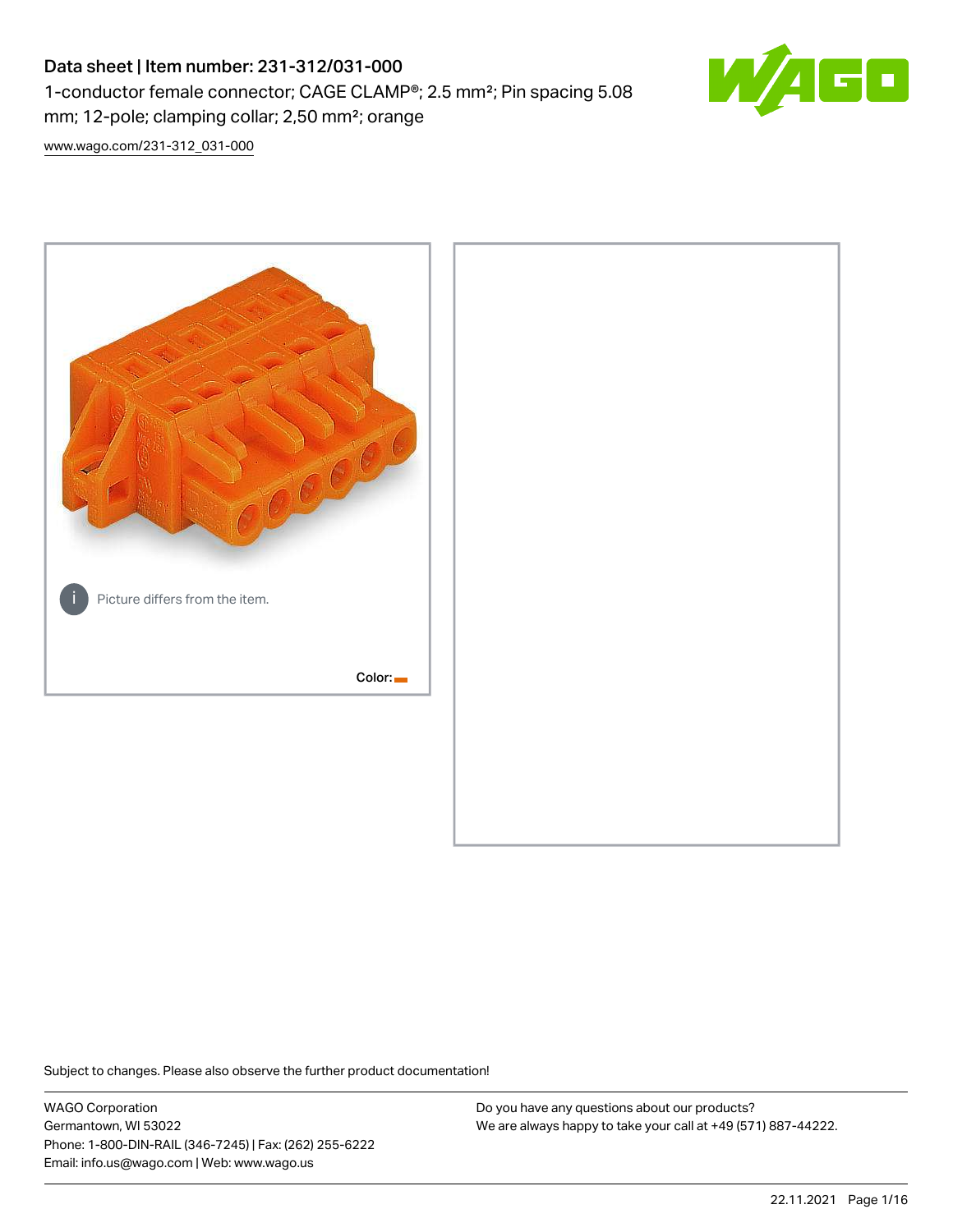# Data sheet | Item number: 231-312/031-000

1-conductor female connector; CAGE CLAMP®; 2.5 mm²; Pin spacing 5.08 mm; 12-pole; clamping collar; 2,50 mm²; orange

www.wago.com/231-312_031-000

Picture differs from the item.

Color:

Subject to changes. Please also observe the further product documentation!

WAGO Corporation
Germantown, WI 53022
Phone: 1-800-DIN-RAIL (346-7245) | Fax: (262) 255-6222
Email: info.us@wago.com | Web: www.wago.us

Do you have any questions about our products?
We are always happy to take your call at +49 (571) 887-44222.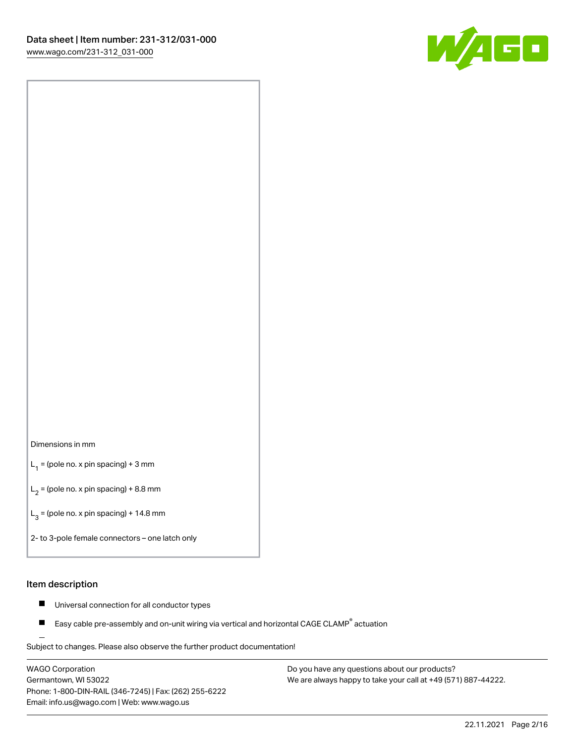Dimensions in mm

$L_1$ = (pole no. x pin spacing) + 3 mm

$L_2$ = (pole no. x pin spacing) + 8.8 mm

$L_3$ = (pole no. x pin spacing) + 14.8 mm

2- to 3-pole female connectors – one latch only

## Item description

- Universal connection for all conductor types
- Easy cable pre-assembly and on-unit wiring via vertical and horizontal CAGE CLAMP® actuation

Subject to changes. Please also observe the further product documentation!

WAGO Corporation
Germantown, WI 53022
Phone: 1-800-DIN-RAIL (346-7245) | Fax: (262) 255-6222
Email: info.us@wago.com | Web: www.wago.us

Do you have any questions about our products?
We are always happy to take your call at +49 (571) 887-44222.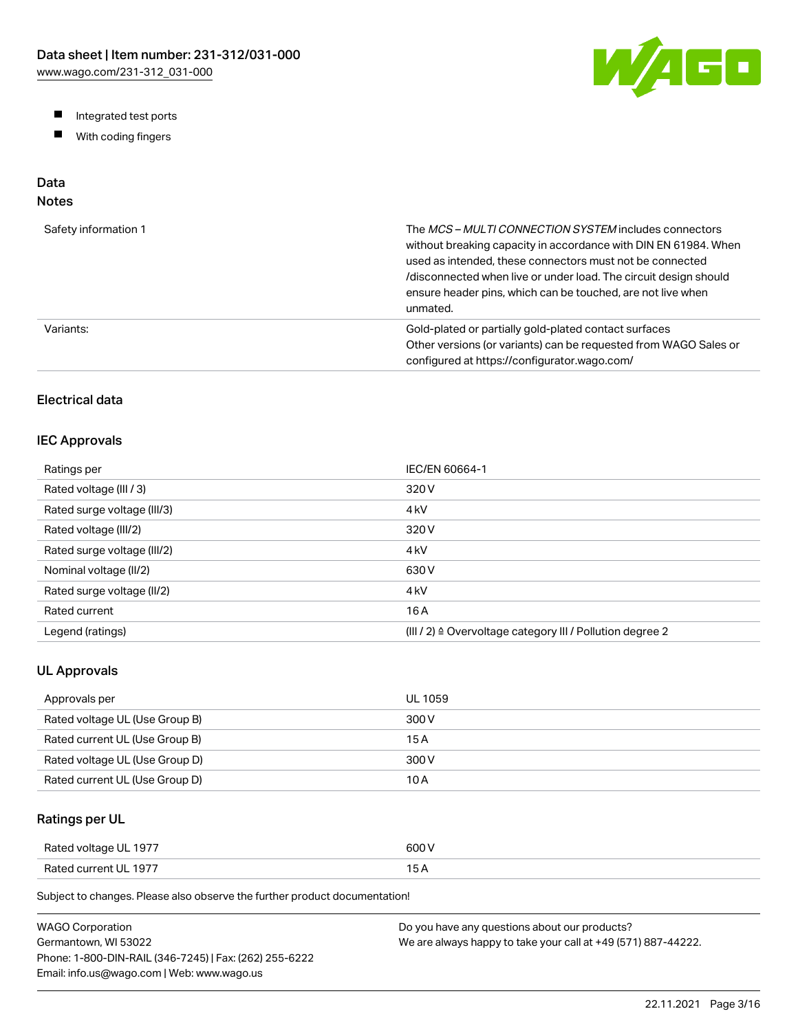- Integrated test ports
- With coding fingers

## Data

### Notes

| | |
|---|---|
| Safety information 1 | The *MCS – MULTI CONNECTION SYSTEM* includes connectors without breaking capacity in accordance with DIN EN 61984. When used as intended, these connectors must not be connected /disconnected when live or under load. The circuit design should ensure header pins, which can be touched, are not live when unmated. |
| Variants: | Gold-plated or partially gold-plated contact surfaces<br>Other versions (or variants) can be requested from WAGO Sales or configured at https://configurator.wago.com/ |

### Electrical data

### IEC Approvals

| | |
|---|---|
| Ratings per | IEC/EN 60664-1 |
| Rated voltage (III / 3) | 320 V |
| Rated surge voltage (III/3) | 4 kV |
| Rated voltage (III/2) | 320 V |
| Rated surge voltage (III/2) | 4 kV |
| Nominal voltage (II/2) | 630 V |
| Rated surge voltage (II/2) | 4 kV |
| Rated current | 16 A |
| Legend (ratings) | (III / 2) ≙ Overvoltage category III / Pollution degree 2 |

### UL Approvals

| | |
|---|---|
| Approvals per | UL 1059 |
| Rated voltage UL (Use Group B) | 300 V |
| Rated current UL (Use Group B) | 15 A |
| Rated voltage UL (Use Group D) | 300 V |
| Rated current UL (Use Group D) | 10 A |

### Ratings per UL

| | |
|---|---|
| Rated voltage UL 1977 | 600 V |
| Rated current UL 1977 | 15 A |

Subject to changes. Please also observe the further product documentation!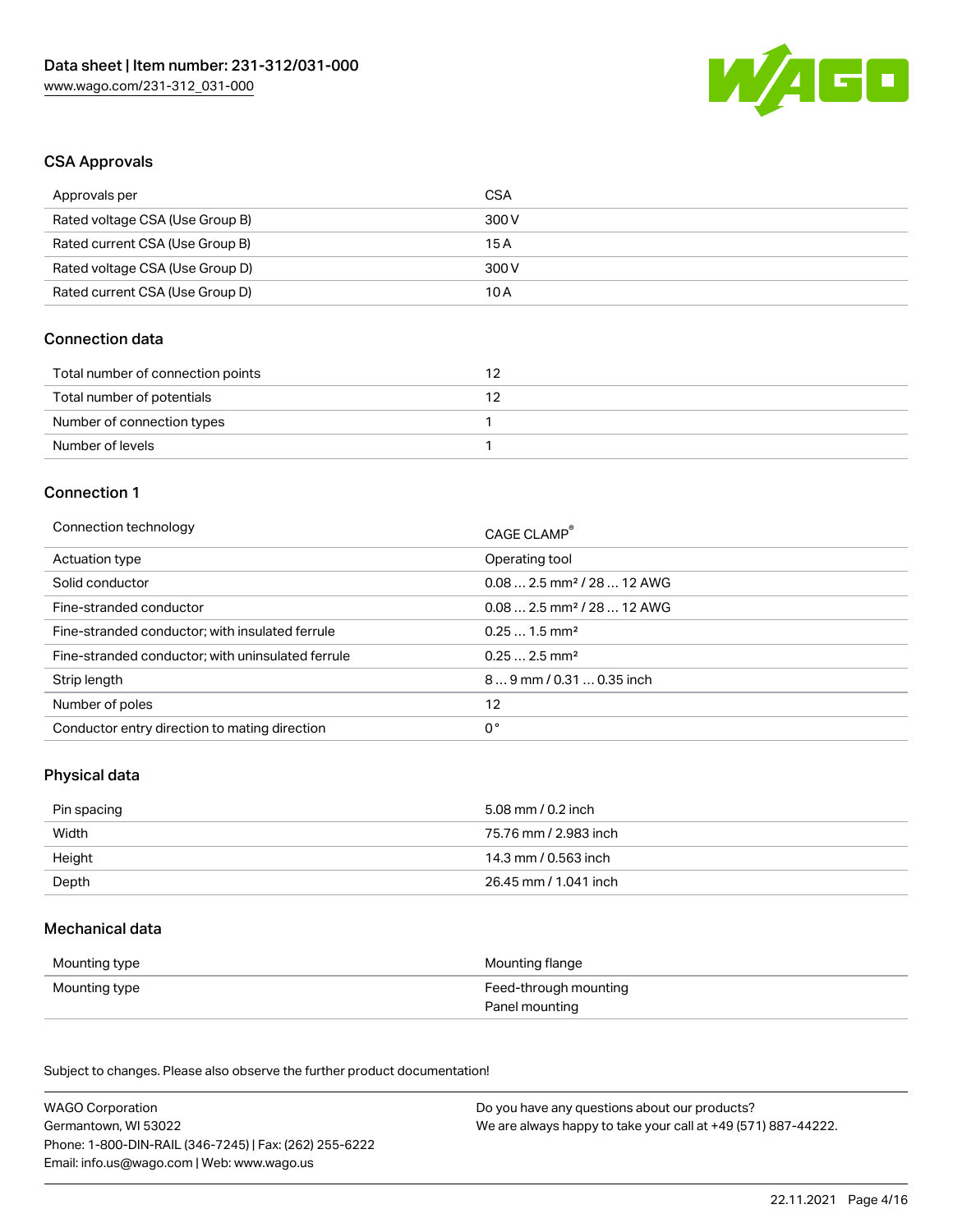## CSA Approvals

| Approvals per | CSA |
| --- | --- |
| Rated voltage CSA (Use Group B) | 300 V |
| Rated current CSA (Use Group B) | 15 A |
| Rated voltage CSA (Use Group D) | 300 V |
| Rated current CSA (Use Group D) | 10 A |

## Connection data

| Total number of connection points | 12 |
| --- | --- |
| Total number of potentials | 12 |
| Number of connection types | 1 |
| Number of levels | 1 |

## Connection 1

| Connection technology | CAGE CLAMP® |
| --- | --- |
| Actuation type | Operating tool |
| Solid conductor | 0.08 … 2.5 mm² / 28 … 12 AWG |
| Fine-stranded conductor | 0.08 … 2.5 mm² / 28 … 12 AWG |
| Fine-stranded conductor; with insulated ferrule | 0.25 … 1.5 mm² |
| Fine-stranded conductor; with uninsulated ferrule | 0.25 … 2.5 mm² |
| Strip length | 8 … 9 mm / 0.31 … 0.35 inch |
| Number of poles | 12 |
| Conductor entry direction to mating direction | 0 ° |

## Physical data

| Pin spacing | 5.08 mm / 0.2 inch |
| --- | --- |
| Width | 75.76 mm / 2.983 inch |
| Height | 14.3 mm / 0.563 inch |
| Depth | 26.45 mm / 1.041 inch |

## Mechanical data

| Mounting type | Mounting flange |
| --- | --- |
| Mounting type | Feed-through mounting<br>Panel mounting |

Subject to changes. Please also observe the further product documentation!

WAGO Corporation
Germantown, WI 53022
Phone: 1-800-DIN-RAIL (346-7245) | Fax: (262) 255-6222
Email: info.us@wago.com | Web: www.wago.us

Do you have any questions about our products?
We are always happy to take your call at +49 (571) 887-44222.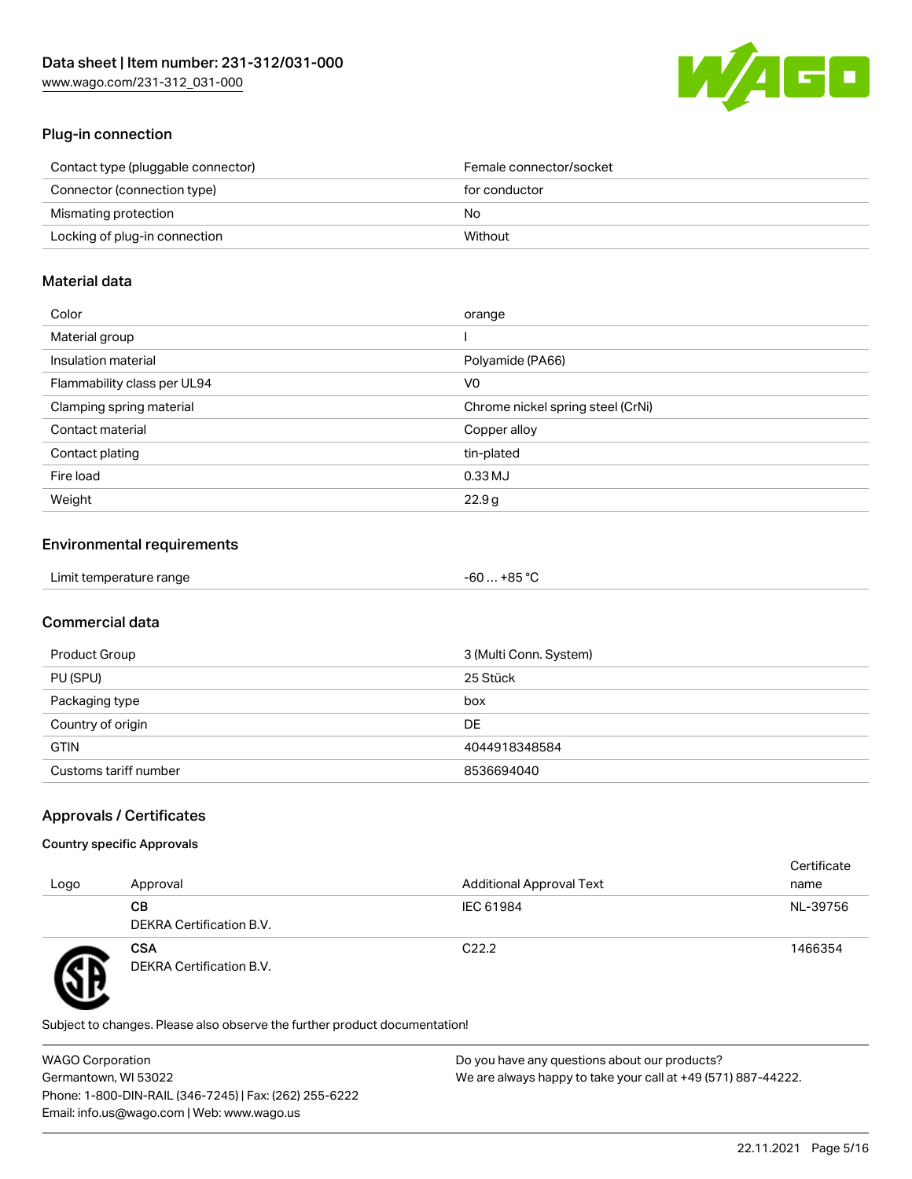## Plug-in connection

| | |
|---|---|
| Contact type (pluggable connector) | Female connector/socket |
| Connector (connection type) | for conductor |
| Mismating protection | No |
| Locking of plug-in connection | Without |

## Material data

| | |
|---|---|
| Color | orange |
| Material group | I |
| Insulation material | Polyamide (PA66) |
| Flammability class per UL94 | V0 |
| Clamping spring material | Chrome nickel spring steel (CrNi) |
| Contact material | Copper alloy |
| Contact plating | tin-plated |
| Fire load | 0.33 MJ |
| Weight | 22.9 g |

## Environmental requirements

| | |
|---|---|
| Limit temperature range | -60 … +85 °C |

## Commercial data

| | |
|---|---|
| Product Group | 3 (Multi Conn. System) |
| PU (SPU) | 25 Stück |
| Packaging type | box |
| Country of origin | DE |
| GTIN | 4044918348584 |
| Customs tariff number | 8536694040 |

## Approvals / Certificates

### Country specific Approvals

| Logo | Approval | Additional Approval Text | Certificate name |
|---|---|---|---|
| | **CB**<br>DEKRA Certification B.V. | IEC 61984 | NL-39756 |
| | **CSA**<br>DEKRA Certification B.V. | C22.2 | 1466354 |

Subject to changes. Please also observe the further product documentation!

WAGO Corporation
Germantown, WI 53022
Phone: 1-800-DIN-RAIL (346-7245) | Fax: (262) 255-6222
Email: info.us@wago.com | Web: www.wago.us

Do you have any questions about our products?
We are always happy to take your call at +49 (571) 887-44222.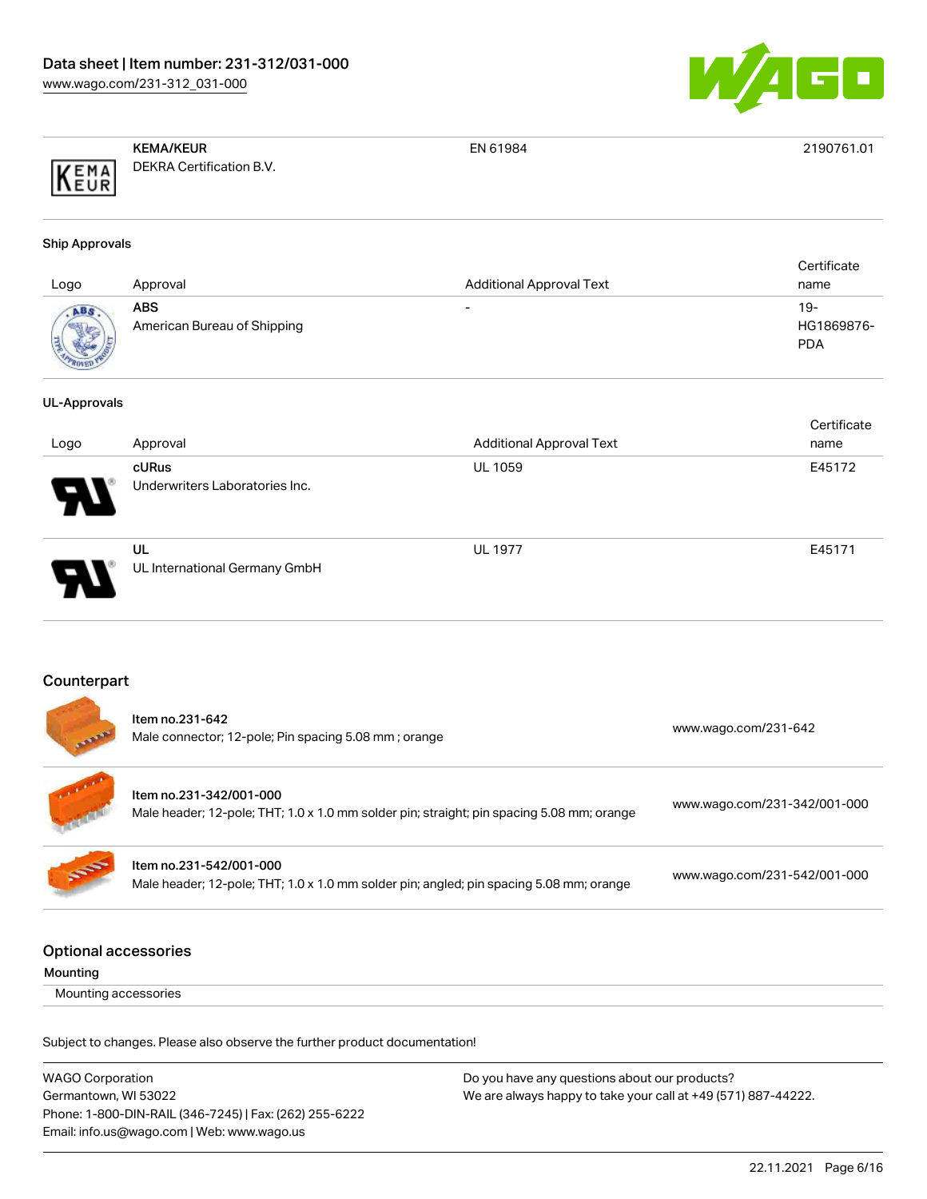| | | | |
|---|---|---|---|
| | **KEMA/KEUR** DEKRA Certification B.V. | EN 61984 | 2190761.01 |

### Ship Approvals

| Logo | Approval | Additional Approval Text | Certificate name |
|---|---|---|---|
| | **ABS** American Bureau of Shipping | - | 19-HG1869876-PDA |

### UL-Approvals

| Logo | Approval | Additional Approval Text | Certificate name |
|---|---|---|---|
| | **cURus** Underwriters Laboratories Inc. | UL 1059 | E45172 |
| | **UL** UL International Germany GmbH | UL 1977 | E45171 |

## Counterpart

| | | |
|---|---|---|
| | **Item no.231-642** Male connector; 12-pole; Pin spacing 5.08 mm ; orange | www.wago.com/231-642 |
| | **Item no.231-342/001-000** Male header; 12-pole; THT; 1.0 x 1.0 mm solder pin; straight; pin spacing 5.08 mm; orange | www.wago.com/231-342/001-000 |
| | **Item no.231-542/001-000** Male header; 12-pole; THT; 1.0 x 1.0 mm solder pin; angled; pin spacing 5.08 mm; orange | www.wago.com/231-542/001-000 |

## Optional accessories

**Mounting**

Mounting accessories

Subject to changes. Please also observe the further product documentation!

WAGO Corporation
Germantown, WI 53022
Phone: 1-800-DIN-RAIL (346-7245) | Fax: (262) 255-6222
Email: info.us@wago.com | Web: www.wago.us

Do you have any questions about our products?
We are always happy to take your call at +49 (571) 887-44222.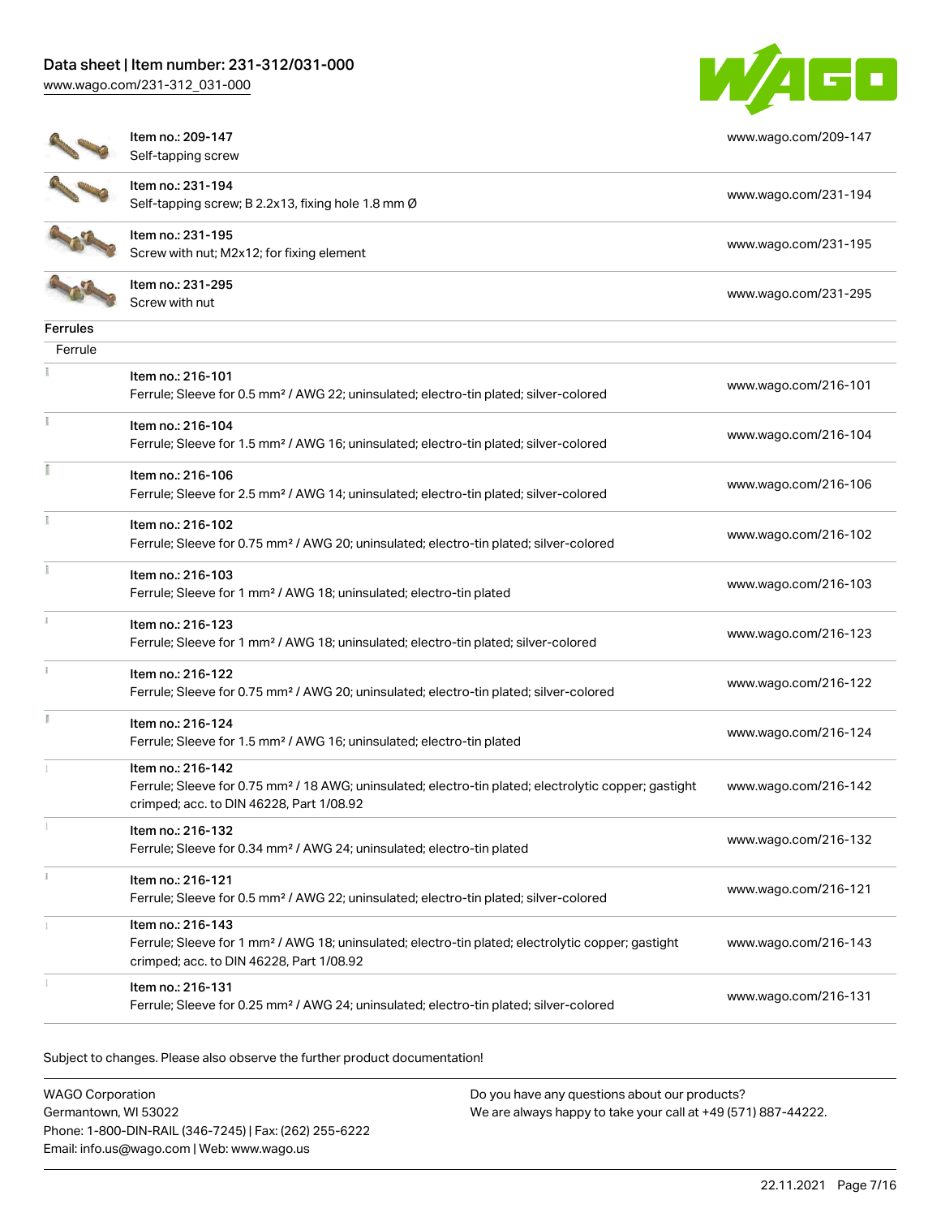| | | |
|---|---|---|
| | Item no.: 209-147<br>Self-tapping screw | www.wago.com/209-147 |
| | Item no.: 231-194<br>Self-tapping screw; B 2.2x13, fixing hole 1.8 mm Ø | www.wago.com/231-194 |
| | Item no.: 231-195<br>Screw with nut; M2x12; for fixing element | www.wago.com/231-195 |
| | Item no.: 231-295<br>Screw with nut | www.wago.com/231-295 |

**Ferrules**

Ferrule

| | | |
|---|---|---|
| | Item no.: 216-101<br>Ferrule; Sleeve for 0.5 mm² / AWG 22; uninsulated; electro-tin plated; silver-colored | www.wago.com/216-101 |
| | Item no.: 216-104<br>Ferrule; Sleeve for 1.5 mm² / AWG 16; uninsulated; electro-tin plated; silver-colored | www.wago.com/216-104 |
| | Item no.: 216-106<br>Ferrule; Sleeve for 2.5 mm² / AWG 14; uninsulated; electro-tin plated; silver-colored | www.wago.com/216-106 |
| | Item no.: 216-102<br>Ferrule; Sleeve for 0.75 mm² / AWG 20; uninsulated; electro-tin plated; silver-colored | www.wago.com/216-102 |
| | Item no.: 216-103<br>Ferrule; Sleeve for 1 mm² / AWG 18; uninsulated; electro-tin plated | www.wago.com/216-103 |
| | Item no.: 216-123<br>Ferrule; Sleeve for 1 mm² / AWG 18; uninsulated; electro-tin plated; silver-colored | www.wago.com/216-123 |
| | Item no.: 216-122<br>Ferrule; Sleeve for 0.75 mm² / AWG 20; uninsulated; electro-tin plated; silver-colored | www.wago.com/216-122 |
| | Item no.: 216-124<br>Ferrule; Sleeve for 1.5 mm² / AWG 16; uninsulated; electro-tin plated | www.wago.com/216-124 |
| | Item no.: 216-142<br>Ferrule; Sleeve for 0.75 mm² / 18 AWG; uninsulated; electro-tin plated; electrolytic copper; gastight crimped; acc. to DIN 46228, Part 1/08.92 | www.wago.com/216-142 |
| | Item no.: 216-132<br>Ferrule; Sleeve for 0.34 mm² / AWG 24; uninsulated; electro-tin plated | www.wago.com/216-132 |
| | Item no.: 216-121<br>Ferrule; Sleeve for 0.5 mm² / AWG 22; uninsulated; electro-tin plated; silver-colored | www.wago.com/216-121 |
| | Item no.: 216-143<br>Ferrule; Sleeve for 1 mm² / AWG 18; uninsulated; electro-tin plated; electrolytic copper; gastight crimped; acc. to DIN 46228, Part 1/08.92 | www.wago.com/216-143 |
| | Item no.: 216-131<br>Ferrule; Sleeve for 0.25 mm² / AWG 24; uninsulated; electro-tin plated; silver-colored | www.wago.com/216-131 |

Subject to changes. Please also observe the further product documentation!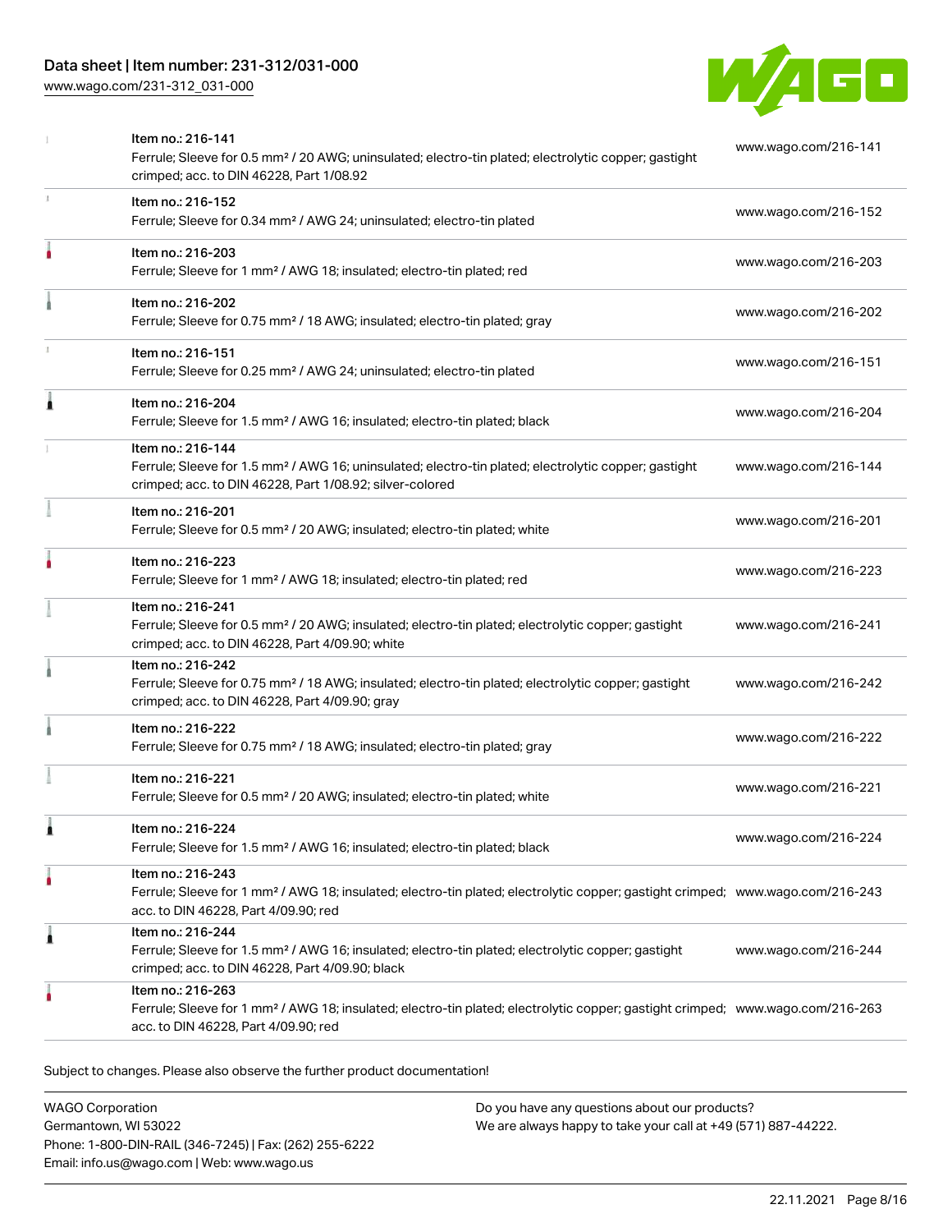| Item | Link |
| --- | --- |
| Item no.: 216-141<br>Ferrule; Sleeve for 0.5 mm² / 20 AWG; uninsulated; electro-tin plated; electrolytic copper; gastight crimped; acc. to DIN 46228, Part 1/08.92 | www.wago.com/216-141 |
| Item no.: 216-152<br>Ferrule; Sleeve for 0.34 mm² / AWG 24; uninsulated; electro-tin plated | www.wago.com/216-152 |
| Item no.: 216-203<br>Ferrule; Sleeve for 1 mm² / AWG 18; insulated; electro-tin plated; red | www.wago.com/216-203 |
| Item no.: 216-202<br>Ferrule; Sleeve for 0.75 mm² / 18 AWG; insulated; electro-tin plated; gray | www.wago.com/216-202 |
| Item no.: 216-151<br>Ferrule; Sleeve for 0.25 mm² / AWG 24; uninsulated; electro-tin plated | www.wago.com/216-151 |
| Item no.: 216-204<br>Ferrule; Sleeve for 1.5 mm² / AWG 16; insulated; electro-tin plated; black | www.wago.com/216-204 |
| Item no.: 216-144<br>Ferrule; Sleeve for 1.5 mm² / AWG 16; uninsulated; electro-tin plated; electrolytic copper; gastight crimped; acc. to DIN 46228, Part 1/08.92; silver-colored | www.wago.com/216-144 |
| Item no.: 216-201<br>Ferrule; Sleeve for 0.5 mm² / 20 AWG; insulated; electro-tin plated; white | www.wago.com/216-201 |
| Item no.: 216-223<br>Ferrule; Sleeve for 1 mm² / AWG 18; insulated; electro-tin plated; red | www.wago.com/216-223 |
| Item no.: 216-241<br>Ferrule; Sleeve for 0.5 mm² / 20 AWG; insulated; electro-tin plated; electrolytic copper; gastight crimped; acc. to DIN 46228, Part 4/09.90; white | www.wago.com/216-241 |
| Item no.: 216-242<br>Ferrule; Sleeve for 0.75 mm² / 18 AWG; insulated; electro-tin plated; electrolytic copper; gastight crimped; acc. to DIN 46228, Part 4/09.90; gray | www.wago.com/216-242 |
| Item no.: 216-222<br>Ferrule; Sleeve for 0.75 mm² / 18 AWG; insulated; electro-tin plated; gray | www.wago.com/216-222 |
| Item no.: 216-221<br>Ferrule; Sleeve for 0.5 mm² / 20 AWG; insulated; electro-tin plated; white | www.wago.com/216-221 |
| Item no.: 216-224<br>Ferrule; Sleeve for 1.5 mm² / AWG 16; insulated; electro-tin plated; black | www.wago.com/216-224 |
| Item no.: 216-243<br>Ferrule; Sleeve for 1 mm² / AWG 18; insulated; electro-tin plated; electrolytic copper; gastight crimped; acc. to DIN 46228, Part 4/09.90; red | www.wago.com/216-243 |
| Item no.: 216-244<br>Ferrule; Sleeve for 1.5 mm² / AWG 16; insulated; electro-tin plated; electrolytic copper; gastight crimped; acc. to DIN 46228, Part 4/09.90; black | www.wago.com/216-244 |
| Item no.: 216-263<br>Ferrule; Sleeve for 1 mm² / AWG 18; insulated; electro-tin plated; electrolytic copper; gastight crimped; acc. to DIN 46228, Part 4/09.90; red | www.wago.com/216-263 |

Subject to changes. Please also observe the further product documentation!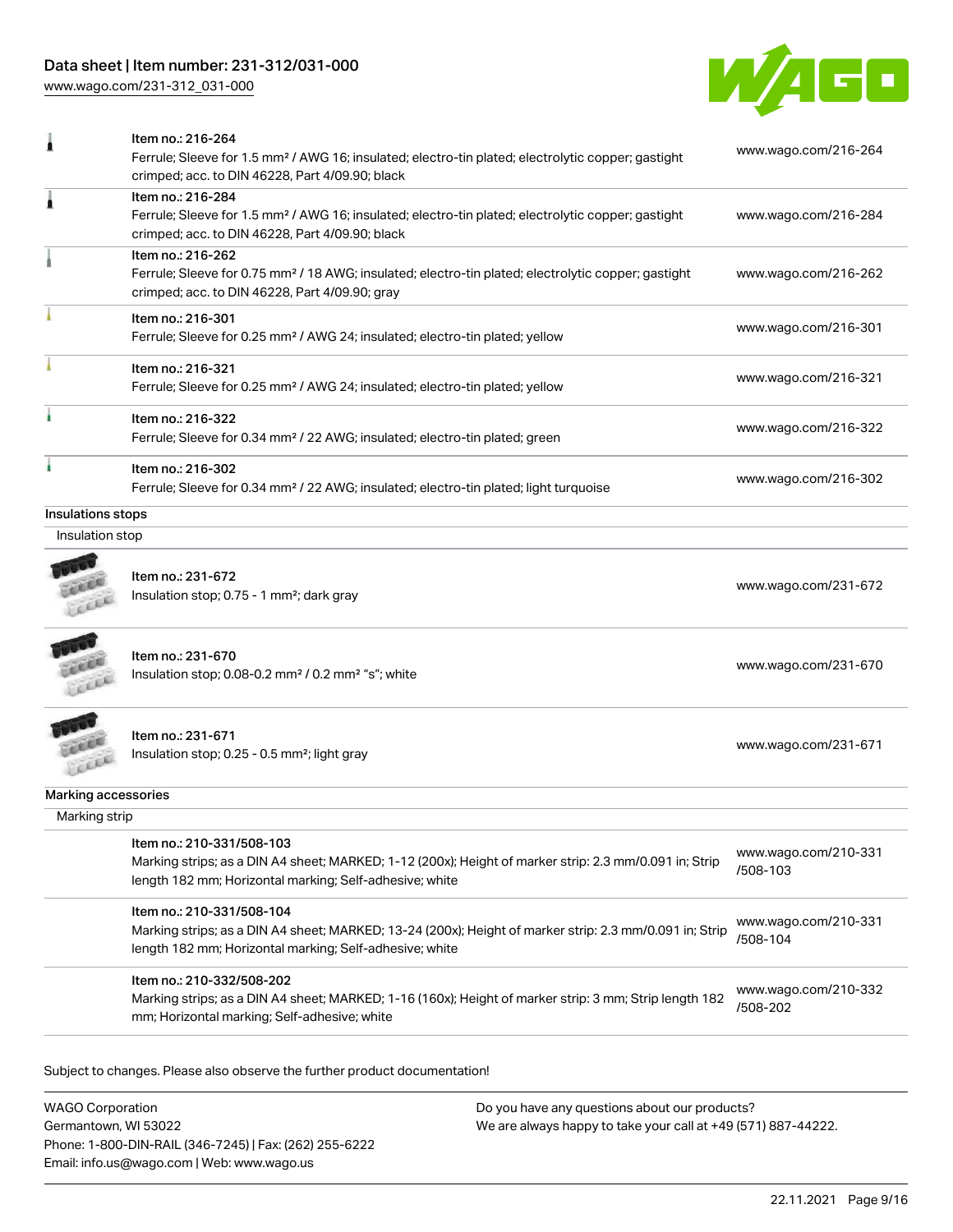| | | |
|---|---|---|
| | Item no.: 216-264<br>Ferrule; Sleeve for 1.5 mm² / AWG 16; insulated; electro-tin plated; electrolytic copper; gastight crimped; acc. to DIN 46228, Part 4/09.90; black | www.wago.com/216-264 |
| | Item no.: 216-284<br>Ferrule; Sleeve for 1.5 mm² / AWG 16; insulated; electro-tin plated; electrolytic copper; gastight crimped; acc. to DIN 46228, Part 4/09.90; black | www.wago.com/216-284 |
| | Item no.: 216-262<br>Ferrule; Sleeve for 0.75 mm² / 18 AWG; insulated; electro-tin plated; electrolytic copper; gastight crimped; acc. to DIN 46228, Part 4/09.90; gray | www.wago.com/216-262 |
| | Item no.: 216-301<br>Ferrule; Sleeve for 0.25 mm² / AWG 24; insulated; electro-tin plated; yellow | www.wago.com/216-301 |
| | Item no.: 216-321<br>Ferrule; Sleeve for 0.25 mm² / AWG 24; insulated; electro-tin plated; yellow | www.wago.com/216-321 |
| | Item no.: 216-322<br>Ferrule; Sleeve for 0.34 mm² / 22 AWG; insulated; electro-tin plated; green | www.wago.com/216-322 |
| | Item no.: 216-302<br>Ferrule; Sleeve for 0.34 mm² / 22 AWG; insulated; electro-tin plated; light turquoise | www.wago.com/216-302 |

## Insulations stops

Insulation stop

| | | |
|---|---|---|
| | Item no.: 231-672<br>Insulation stop; 0.75 - 1 mm²; dark gray | www.wago.com/231-672 |
| | Item no.: 231-670<br>Insulation stop; 0.08-0.2 mm² / 0.2 mm² "s"; white | www.wago.com/231-670 |
| | Item no.: 231-671<br>Insulation stop; 0.25 - 0.5 mm²; light gray | www.wago.com/231-671 |

## Marking accessories

Marking strip

| | | |
|---|---|---|
| | Item no.: 210-331/508-103<br>Marking strips; as a DIN A4 sheet; MARKED; 1-12 (200x); Height of marker strip: 2.3 mm/0.091 in; Strip length 182 mm; Horizontal marking; Self-adhesive; white | www.wago.com/210-331/508-103 |
| | Item no.: 210-331/508-104<br>Marking strips; as a DIN A4 sheet; MARKED; 13-24 (200x); Height of marker strip: 2.3 mm/0.091 in; Strip length 182 mm; Horizontal marking; Self-adhesive; white | www.wago.com/210-331/508-104 |
| | Item no.: 210-332/508-202<br>Marking strips; as a DIN A4 sheet; MARKED; 1-16 (160x); Height of marker strip: 3 mm; Strip length 182 mm; Horizontal marking; Self-adhesive; white | www.wago.com/210-332/508-202 |

Subject to changes. Please also observe the further product documentation!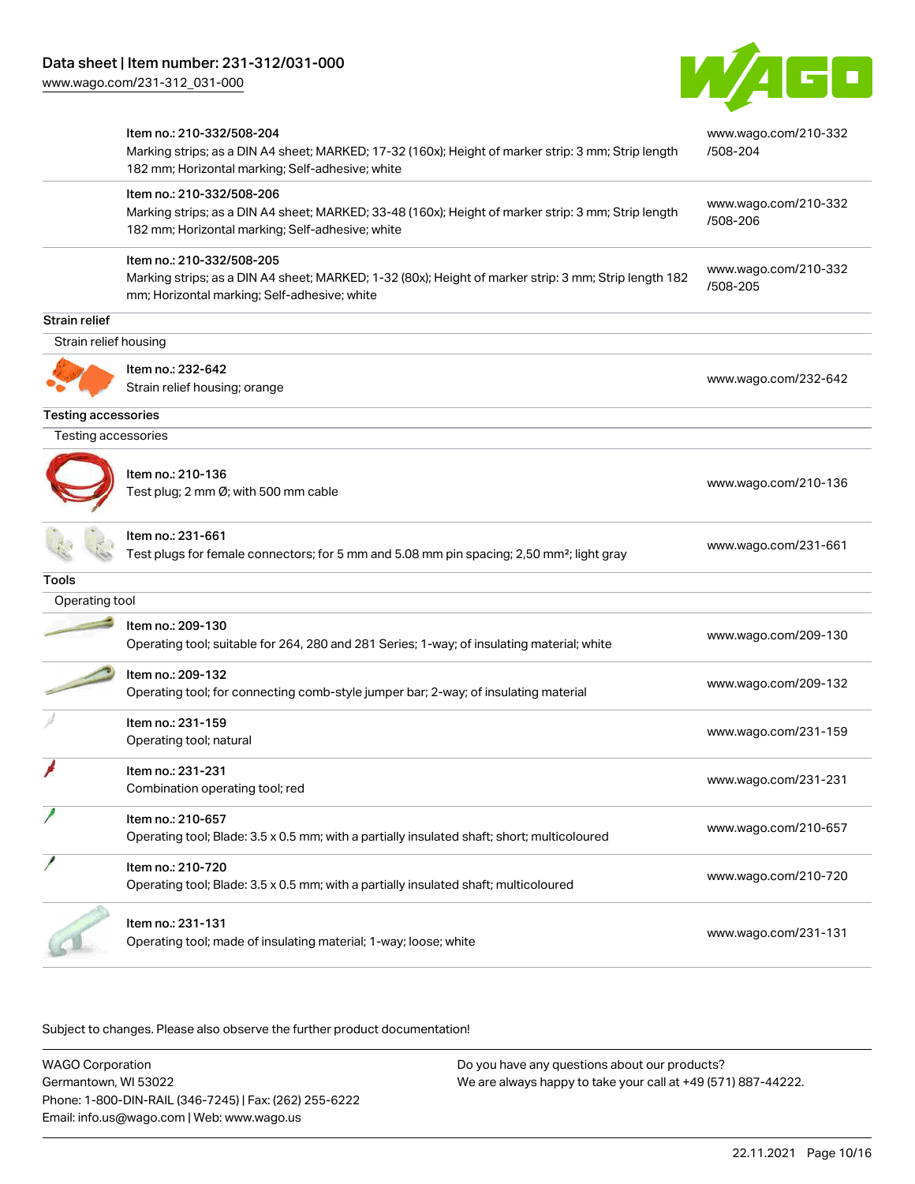| | | |
|---|---|---|
| | Item no.: 210-332/508-204<br>Marking strips; as a DIN A4 sheet; MARKED; 17-32 (160x); Height of marker strip: 3 mm; Strip length 182 mm; Horizontal marking; Self-adhesive; white | www.wago.com/210-332/508-204 |
| | Item no.: 210-332/508-206<br>Marking strips; as a DIN A4 sheet; MARKED; 33-48 (160x); Height of marker strip: 3 mm; Strip length 182 mm; Horizontal marking; Self-adhesive; white | www.wago.com/210-332/508-206 |
| | Item no.: 210-332/508-205<br>Marking strips; as a DIN A4 sheet; MARKED; 1-32 (80x); Height of marker strip: 3 mm; Strip length 182 mm; Horizontal marking; Self-adhesive; white | www.wago.com/210-332/508-205 |

### Strain relief

Strain relief housing

| | | |
|---|---|---|
| | Item no.: 232-642<br>Strain relief housing; orange | www.wago.com/232-642 |

### Testing accessories

Testing accessories

| | | |
|---|---|---|
| | Item no.: 210-136<br>Test plug; 2 mm Ø; with 500 mm cable | www.wago.com/210-136 |
| | Item no.: 231-661<br>Test plugs for female connectors; for 5 mm and 5.08 mm pin spacing; 2,50 mm²; light gray | www.wago.com/231-661 |

### Tools

Operating tool

| | | |
|---|---|---|
| | Item no.: 209-130<br>Operating tool; suitable for 264, 280 and 281 Series; 1-way; of insulating material; white | www.wago.com/209-130 |
| | Item no.: 209-132<br>Operating tool; for connecting comb-style jumper bar; 2-way; of insulating material | www.wago.com/209-132 |
| | Item no.: 231-159<br>Operating tool; natural | www.wago.com/231-159 |
| | Item no.: 231-231<br>Combination operating tool; red | www.wago.com/231-231 |
| | Item no.: 210-657<br>Operating tool; Blade: 3.5 x 0.5 mm; with a partially insulated shaft; short; multicoloured | www.wago.com/210-657 |
| | Item no.: 210-720<br>Operating tool; Blade: 3.5 x 0.5 mm; with a partially insulated shaft; multicoloured | www.wago.com/210-720 |
| | Item no.: 231-131<br>Operating tool; made of insulating material; 1-way; loose; white | www.wago.com/231-131 |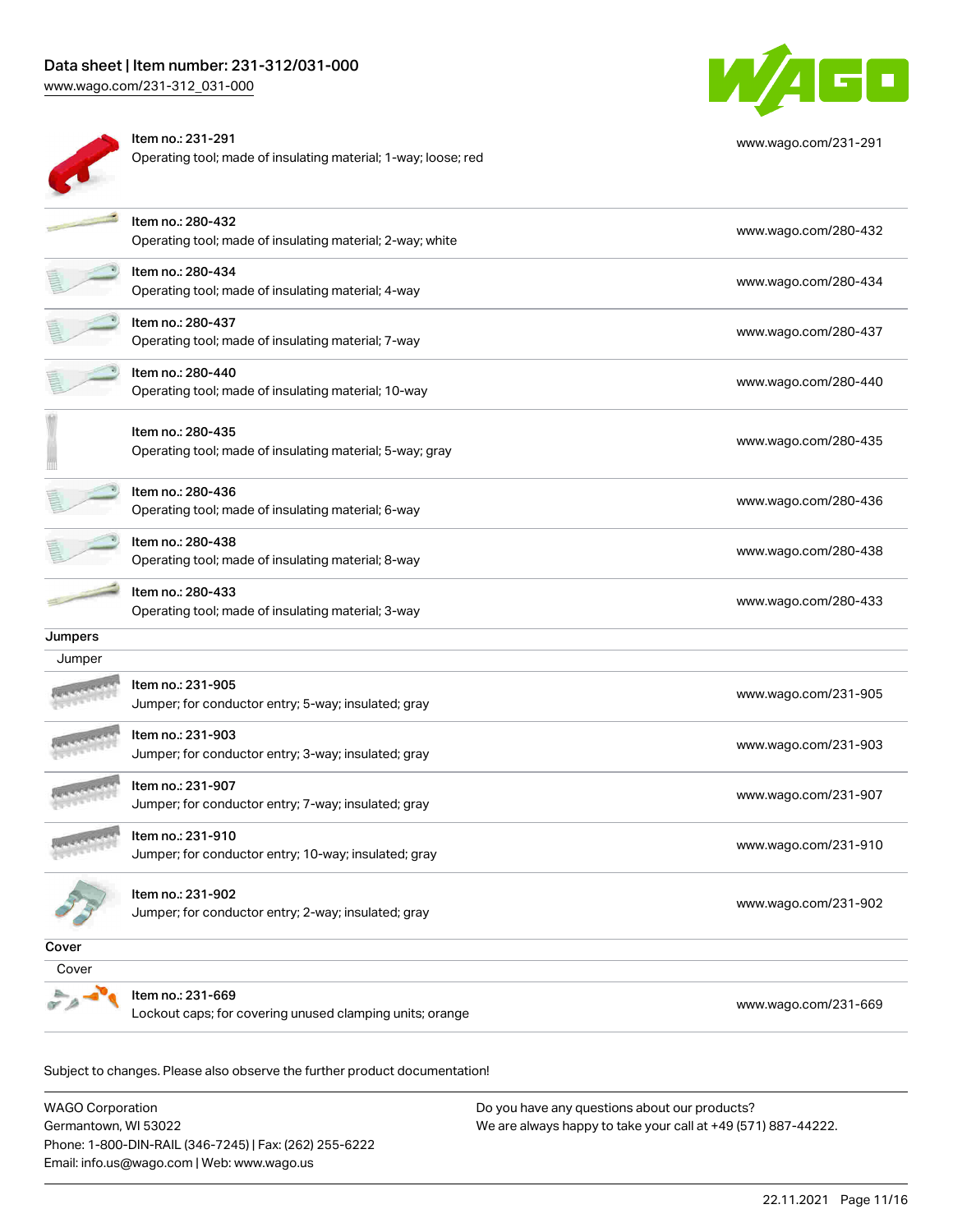| Item | URL |
| --- | --- |
| Item no.: 231-291<br>Operating tool; made of insulating material; 1-way; loose; red | www.wago.com/231-291 |
| Item no.: 280-432<br>Operating tool; made of insulating material; 2-way; white | www.wago.com/280-432 |
| Item no.: 280-434<br>Operating tool; made of insulating material; 4-way | www.wago.com/280-434 |
| Item no.: 280-437<br>Operating tool; made of insulating material; 7-way | www.wago.com/280-437 |
| Item no.: 280-440<br>Operating tool; made of insulating material; 10-way | www.wago.com/280-440 |
| Item no.: 280-435<br>Operating tool; made of insulating material; 5-way; gray | www.wago.com/280-435 |
| Item no.: 280-436<br>Operating tool; made of insulating material; 6-way | www.wago.com/280-436 |
| Item no.: 280-438<br>Operating tool; made of insulating material; 8-way | www.wago.com/280-438 |
| Item no.: 280-433<br>Operating tool; made of insulating material; 3-way | www.wago.com/280-433 |

## Jumpers

### Jumper

| Item | URL |
| --- | --- |
| Item no.: 231-905<br>Jumper; for conductor entry; 5-way; insulated; gray | www.wago.com/231-905 |
| Item no.: 231-903<br>Jumper; for conductor entry; 3-way; insulated; gray | www.wago.com/231-903 |
| Item no.: 231-907<br>Jumper; for conductor entry; 7-way; insulated; gray | www.wago.com/231-907 |
| Item no.: 231-910<br>Jumper; for conductor entry; 10-way; insulated; gray | www.wago.com/231-910 |
| Item no.: 231-902<br>Jumper; for conductor entry; 2-way; insulated; gray | www.wago.com/231-902 |

## Cover

### Cover

| Item | URL |
| --- | --- |
| Item no.: 231-669<br>Lockout caps; for covering unused clamping units; orange | www.wago.com/231-669 |

Subject to changes. Please also observe the further product documentation!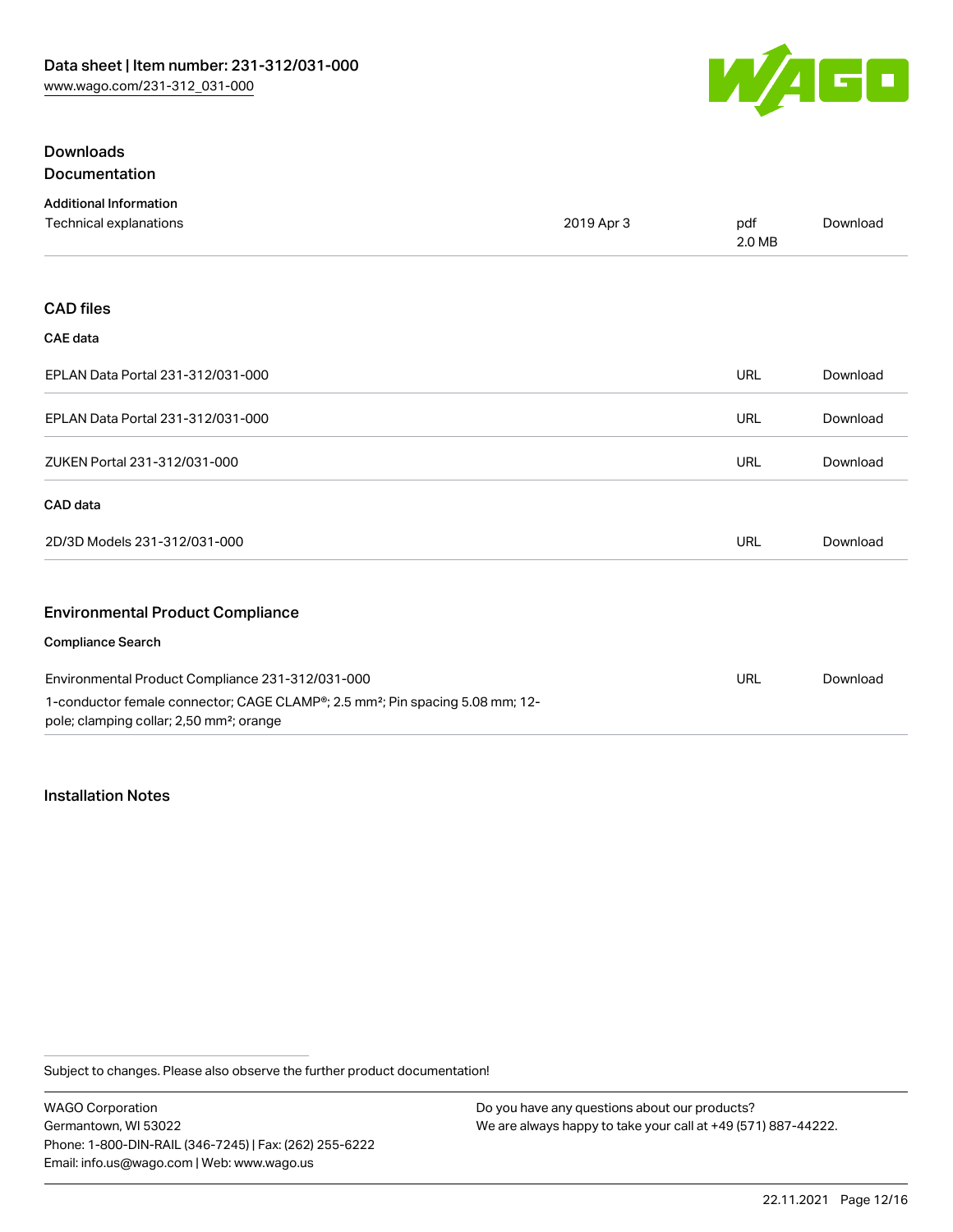## Downloads
### Documentation

**Additional Information**

| Technical explanations | 2019 Apr 3 | pdf 2.0 MB | Download |
| --- | --- | --- | --- |

### CAD files

**CAE data**

| | | |
| --- | --- | --- |
| EPLAN Data Portal 231-312/031-000 | URL | Download |
| EPLAN Data Portal 231-312/031-000 | URL | Download |
| ZUKEN Portal 231-312/031-000 | URL | Download |

**CAD data**

| | | |
| --- | --- | --- |
| 2D/3D Models 231-312/031-000 | URL | Download |

### Environmental Product Compliance

**Compliance Search**

| | | |
| --- | --- | --- |
| Environmental Product Compliance 231-312/031-000<br>1-conductor female connector; CAGE CLAMP®; 2.5 mm²; Pin spacing 5.08 mm; 12-pole; clamping collar; 2,50 mm²; orange | URL | Download |

### Installation Notes

Subject to changes. Please also observe the further product documentation!

WAGO Corporation
Germantown, WI 53022
Phone: 1-800-DIN-RAIL (346-7245) | Fax: (262) 255-6222
Email: info.us@wago.com | Web: www.wago.us

Do you have any questions about our products?
We are always happy to take your call at +49 (571) 887-44222.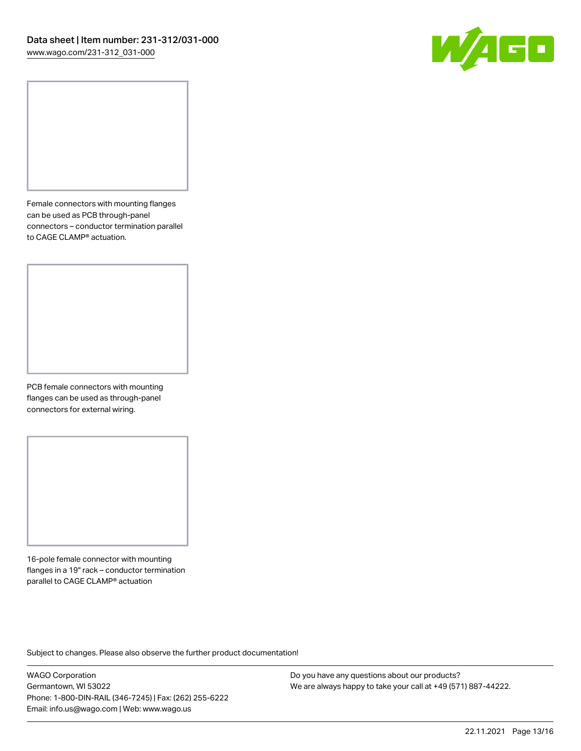Female connectors with mounting flanges can be used as PCB through-panel connectors – conductor termination parallel to CAGE CLAMP® actuation.

PCB female connectors with mounting flanges can be used as through-panel connectors for external wiring.

16-pole female connector with mounting flanges in a 19" rack – conductor termination parallel to CAGE CLAMP® actuation

Subject to changes. Please also observe the further product documentation!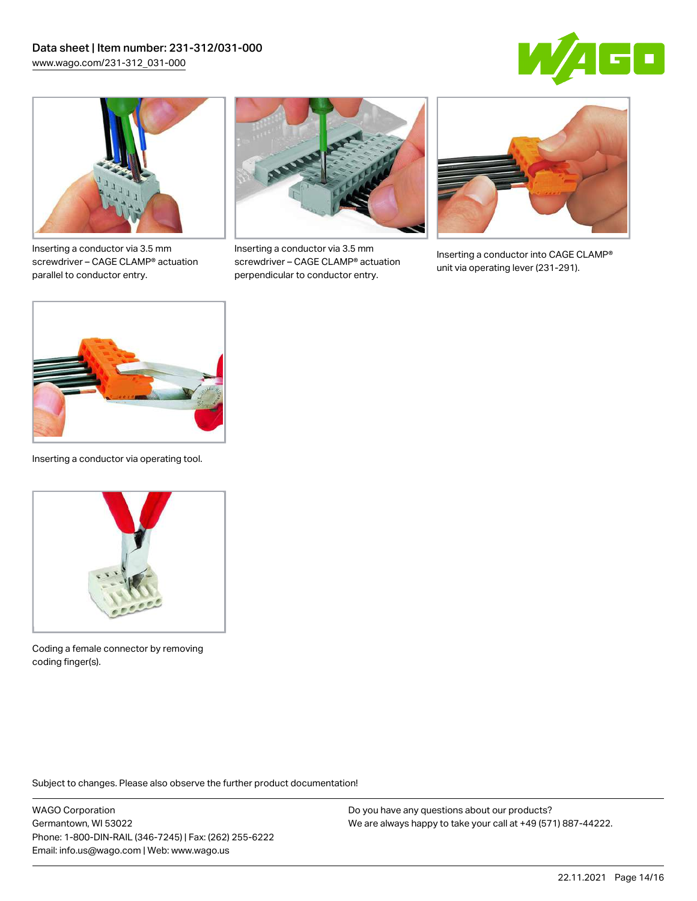Inserting a conductor via 3.5 mm screwdriver – CAGE CLAMP® actuation parallel to conductor entry.

Inserting a conductor via 3.5 mm screwdriver – CAGE CLAMP® actuation perpendicular to conductor entry.

Inserting a conductor into CAGE CLAMP® unit via operating lever (231-291).

Inserting a conductor via operating tool.

Coding a female connector by removing coding finger(s).

Subject to changes. Please also observe the further product documentation!

WAGO Corporation
Germantown, WI 53022
Phone: 1-800-DIN-RAIL (346-7245) | Fax: (262) 255-6222
Email: info.us@wago.com | Web: www.wago.us

Do you have any questions about our products?
We are always happy to take your call at +49 (571) 887-44222.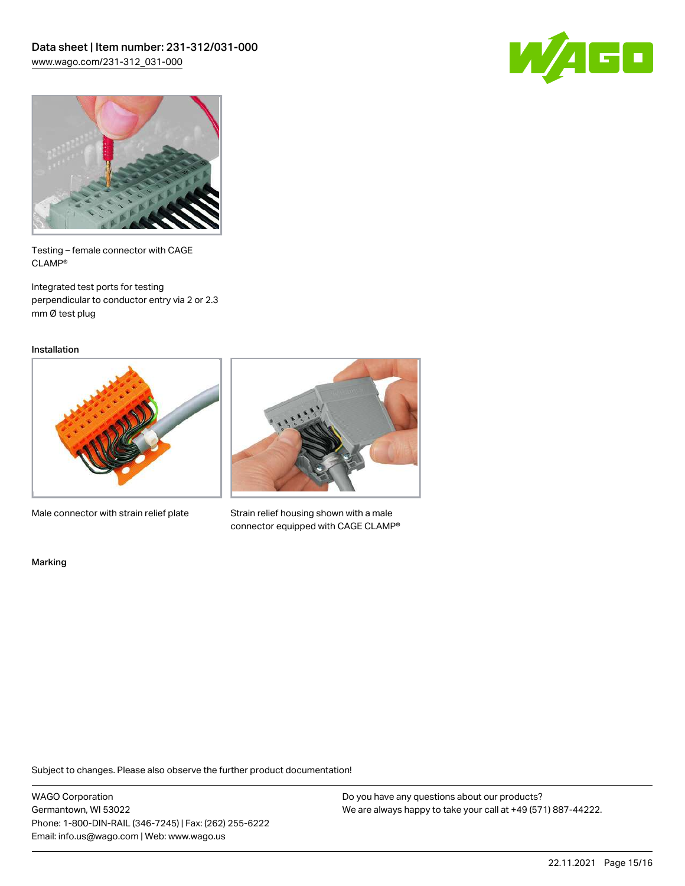Testing – female connector with CAGE CLAMP®

Integrated test ports for testing perpendicular to conductor entry via 2 or 2.3 mm Ø test plug

## Installation

Male connector with strain relief plate

Strain relief housing shown with a male connector equipped with CAGE CLAMP®

## Marking

Subject to changes. Please also observe the further product documentation!

WAGO Corporation
Germantown, WI 53022
Phone: 1-800-DIN-RAIL (346-7245) | Fax: (262) 255-6222
Email: info.us@wago.com | Web: www.wago.us

Do you have any questions about our products?
We are always happy to take your call at +49 (571) 887-44222.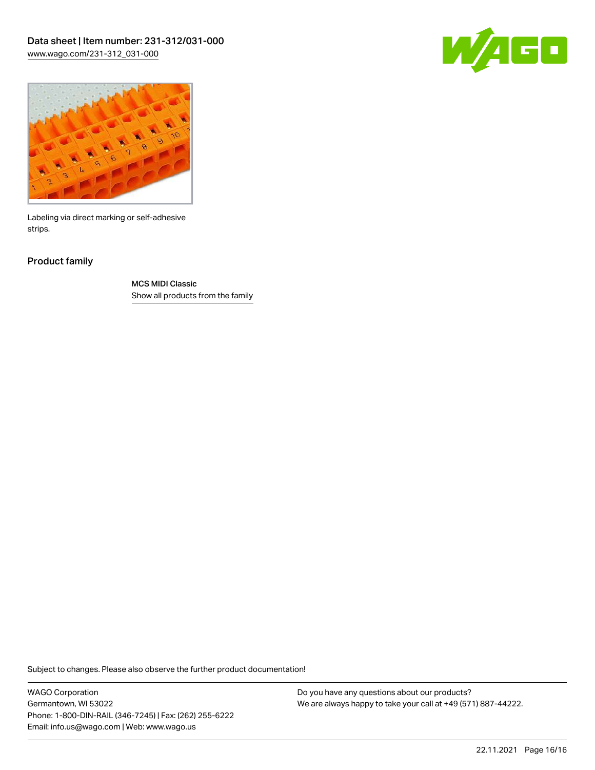Labeling via direct marking or self-adhesive strips.

## Product family

MCS MIDI Classic
Show all products from the family

Subject to changes. Please also observe the further product documentation!

WAGO Corporation
Germantown, WI 53022
Phone: 1-800-DIN-RAIL (346-7245) | Fax: (262) 255-6222
Email: info.us@wago.com | Web: www.wago.us

Do you have any questions about our products?
We are always happy to take your call at +49 (571) 887-44222.